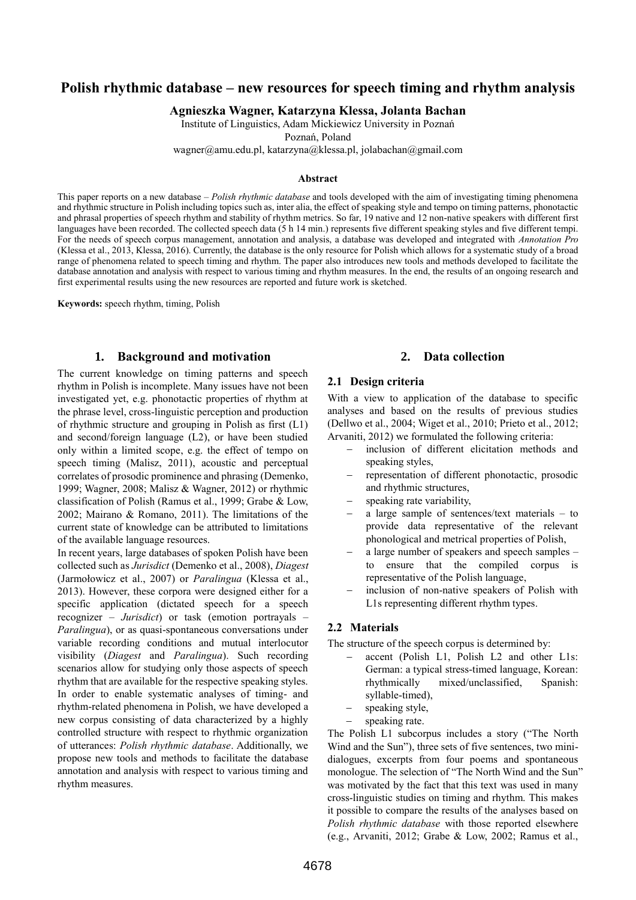# Polish rhythmic database – new resources for speech timing and rhythm analysis

**Agnieszka Wagner, Katarzyna Klessa, Jolanta Bachan**

Institute of Linguistics, Adam Mickiewicz University in Poznań

Poznań, Poland

wagner@amu.edu.pl, katarzyna@klessa.pl, jolabachan@gmail.com

### Abstract

This paper reports on a new database – *Polish rhythmic database* and tools developed with the aim of investigating timing phenomena and rhythmic structure in Polish including topics such as, inter alia, the effect of speaking style and tempo on timing patterns, phonotactic and phrasal properties of speech rhythm and stability of rhythm metrics. So far, 19 native and 12 non-native speakers with different first languages have been recorded. The collected speech data (5 h 14 min.) represents five different speaking styles and five different tempi. For the needs of speech corpus management, annotation and analysis, a database was developed and integrated with *Annotation Pro* (Klessa et al., 2013, Klessa, 2016). Currently, the database is the only resource for Polish which allows for a systematic study of a broad range of phenomena related to speech timing and rhythm. The paper also introduces new tools and methods developed to facilitate the database annotation and analysis with respect to various timing and rhythm measures. In the end, the results of an ongoing research and first experimental results using the new resources are reported and future work is sketched.

**Keywords:** speech rhythm, timing, Polish

## 1. Background and motivation

The current knowledge on timing patterns and speech rhythm in Polish is incomplete. Many issues have not been investigated yet, e.g. phonotactic properties of rhythm at the phrase level, cross-linguistic perception and production of rhythmic structure and grouping in Polish as first (L1) and second/foreign language (L2), or have been studied only within a limited scope, e.g. the effect of tempo on speech timing (Malisz, 2011), acoustic and perceptual correlates of prosodic prominence and phrasing (Demenko, 1999; Wagner, 2008; Malisz & Wagner, 2012) or rhythmic classification of Polish (Ramus et al., 1999; Grabe & Low, 2002; Mairano & Romano, 2011). The limitations of the current state of knowledge can be attributed to limitations of the available language resources.

In recent years, large databases of spoken Polish have been collected such as *Jurisdict* (Demenko et al., 2008), *Diagest* (Jarmołowicz et al., 2007) or *Paralingua* (Klessa et al., 2013). However, these corpora were designed either for a specific application (dictated speech for a speech recognizer – *Jurisdict*) or task (emotion portrayals – *Paralingua*), or as quasi-spontaneous conversations under variable recording conditions and mutual interlocutor visibility (*Diagest* and *Paralingua*). Such recording scenarios allow for studying only those aspects of speech rhythm that are available for the respective speaking styles. In order to enable systematic analyses of timing- and rhythm-related phenomena in Polish, we have developed a new corpus consisting of data characterized by a highly controlled structure with respect to rhythmic organization of utterances: *Polish rhythmic database*. Additionally, we propose new tools and methods to facilitate the database annotation and analysis with respect to various timing and rhythm measures.

## 2. Data collection

### 2.1 Design criteria

With a view to application of the database to specific analyses and based on the results of previous studies (Dellwo et al., 2004; Wiget et al., 2010; Prieto et al., 2012; Arvaniti, 2012) we formulated the following criteria:

- inclusion of different elicitation methods and speaking styles,
- representation of different phonotactic, prosodic and rhythmic structures,
- speaking rate variability,
- a large sample of sentences/text materials – to provide data representative of the relevant phonological and metrical properties of Polish,
- a large number of speakers and speech samples – to ensure that the compiled corpus is representative of the Polish language,
- inclusion of non-native speakers of Polish with L1s representing different rhythm types.

### 2.2 Materials

The structure of the speech corpus is determined by:

- accent (Polish L1, Polish L2 and other L1s: German: a typical stress-timed language, Korean: rhythmically mixed/unclassified, Spanish: syllable-timed),
- speaking style,
- speaking rate.

The Polish L1 subcorpus includes a story ("The North Wind and the Sun"), three sets of five sentences, two mini-dialogues, excerpts from four poems and spontaneous monologue. The selection of "The North Wind and the Sun" was motivated by the fact that this text was used in many cross-linguistic studies on timing and rhythm. This makes it possible to compare the results of the analyses based on *Polish rhythmic database* with those reported elsewhere (e.g., Arvaniti, 2012; Grabe & Low, 2002; Ramus et al.,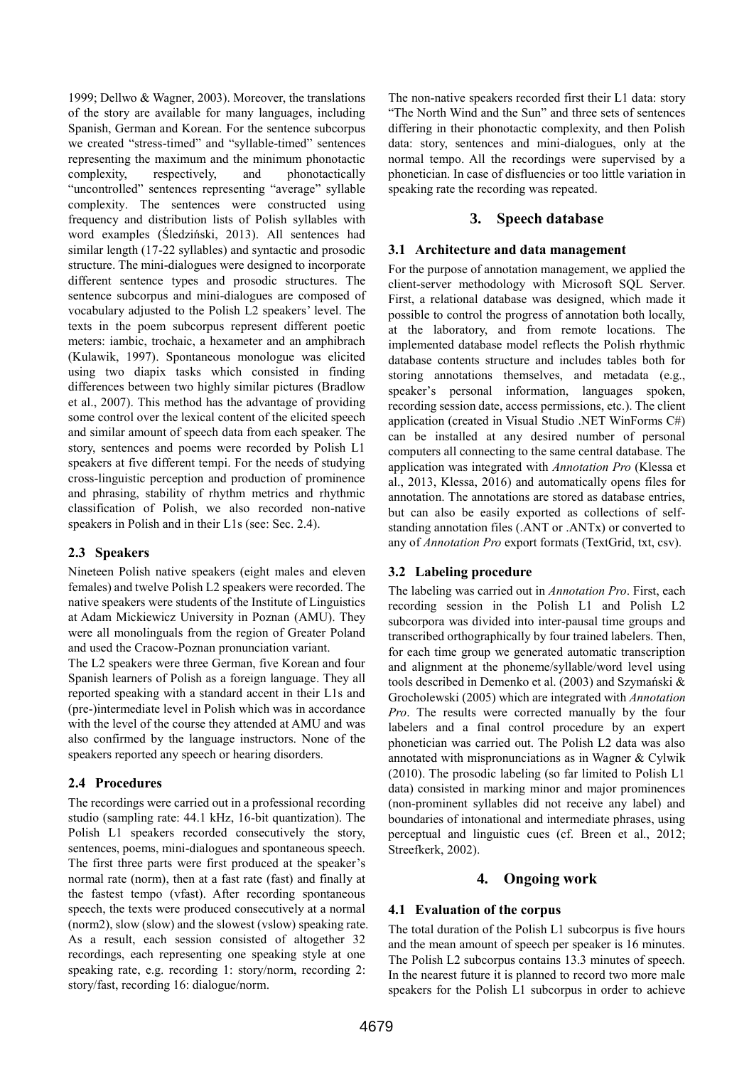1999; Dellwo & Wagner, 2003). Moreover, the translations of the story are available for many languages, including Spanish, German and Korean. For the sentence subcorpus we created "stress-timed" and "syllable-timed" sentences representing the maximum and the minimum phonotactic complexity, respectively, and phonotactically "uncontrolled" sentences representing "average" syllable complexity. The sentences were constructed using frequency and distribution lists of Polish syllables with word examples (Śledziński, 2013). All sentences had similar length (17-22 syllables) and syntactic and prosodic structure. The mini-dialogues were designed to incorporate different sentence types and prosodic structures. The sentence subcorpus and mini-dialogues are composed of vocabulary adjusted to the Polish L2 speakers' level. The texts in the poem subcorpus represent different poetic meters: iambic, trochaic, a hexameter and an amphibrach (Kulawik, 1997). Spontaneous monologue was elicited using two diapix tasks which consisted in finding differences between two highly similar pictures (Bradlow et al., 2007). This method has the advantage of providing some control over the lexical content of the elicited speech and similar amount of speech data from each speaker. The story, sentences and poems were recorded by Polish L1 speakers at five different tempi. For the needs of studying cross-linguistic perception and production of prominence and phrasing, stability of rhythm metrics and rhythmic classification of Polish, we also recorded non-native speakers in Polish and in their L1s (see: Sec. 2.4).

### 2.3 Speakers

Nineteen Polish native speakers (eight males and eleven females) and twelve Polish L2 speakers were recorded. The native speakers were students of the Institute of Linguistics at Adam Mickiewicz University in Poznan (AMU). They were all monolinguals from the region of Greater Poland and used the Cracow-Poznan pronunciation variant.

The L2 speakers were three German, five Korean and four Spanish learners of Polish as a foreign language. They all reported speaking with a standard accent in their L1s and (pre-)intermediate level in Polish which was in accordance with the level of the course they attended at AMU and was also confirmed by the language instructors. None of the speakers reported any speech or hearing disorders.

### 2.4 Procedures

The recordings were carried out in a professional recording studio (sampling rate: 44.1 kHz, 16-bit quantization). The Polish L1 speakers recorded consecutively the story, sentences, poems, mini-dialogues and spontaneous speech. The first three parts were first produced at the speaker's normal rate (norm), then at a fast rate (fast) and finally at the fastest tempo (vfast). After recording spontaneous speech, the texts were produced consecutively at a normal (norm2), slow (slow) and the slowest (vslow) speaking rate. As a result, each session consisted of altogether 32 recordings, each representing one speaking style at one speaking rate, e.g. recording 1: story/norm, recording 2: story/fast, recording 16: dialogue/norm.

The non-native speakers recorded first their L1 data: story "The North Wind and the Sun" and three sets of sentences differing in their phonotactic complexity, and then Polish data: story, sentences and mini-dialogues, only at the normal tempo. All the recordings were supervised by a phonetician. In case of disfluencies or too little variation in speaking rate the recording was repeated.

## 3. Speech database

### 3.1 Architecture and data management

For the purpose of annotation management, we applied the client-server methodology with Microsoft SQL Server. First, a relational database was designed, which made it possible to control the progress of annotation both locally, at the laboratory, and from remote locations. The implemented database model reflects the Polish rhythmic database contents structure and includes tables both for storing annotations themselves, and metadata (e.g., speaker's personal information, languages spoken, recording session date, access permissions, etc.). The client application (created in Visual Studio .NET WinForms C#) can be installed at any desired number of personal computers all connecting to the same central database. The application was integrated with *Annotation Pro* (Klessa et al., 2013, Klessa, 2016) and automatically opens files for annotation. The annotations are stored as database entries, but can also be easily exported as collections of self-standing annotation files (.ANT or .ANTx) or converted to any of *Annotation Pro* export formats (TextGrid, txt, csv).

### 3.2 Labeling procedure

The labeling was carried out in *Annotation Pro*. First, each recording session in the Polish L1 and Polish L2 subcorpora was divided into inter-pausal time groups and transcribed orthographically by four trained labelers. Then, for each time group we generated automatic transcription and alignment at the phoneme/syllable/word level using tools described in Demenko et al. (2003) and Szymański & Grocholewski (2005) which are integrated with *Annotation Pro*. The results were corrected manually by the four labelers and a final control procedure by an expert phonetician was carried out. The Polish L2 data was also annotated with mispronunciations as in Wagner & Cylwik (2010). The prosodic labeling (so far limited to Polish L1 data) consisted in marking minor and major prominences (non-prominent syllables did not receive any label) and boundaries of intonational and intermediate phrases, using perceptual and linguistic cues (cf. Breen et al., 2012; Streefkerk, 2002).

## 4. Ongoing work

### 4.1 Evaluation of the corpus

The total duration of the Polish L1 subcorpus is five hours and the mean amount of speech per speaker is 16 minutes. The Polish L2 subcorpus contains 13.3 minutes of speech. In the nearest future it is planned to record two more male speakers for the Polish L1 subcorpus in order to achieve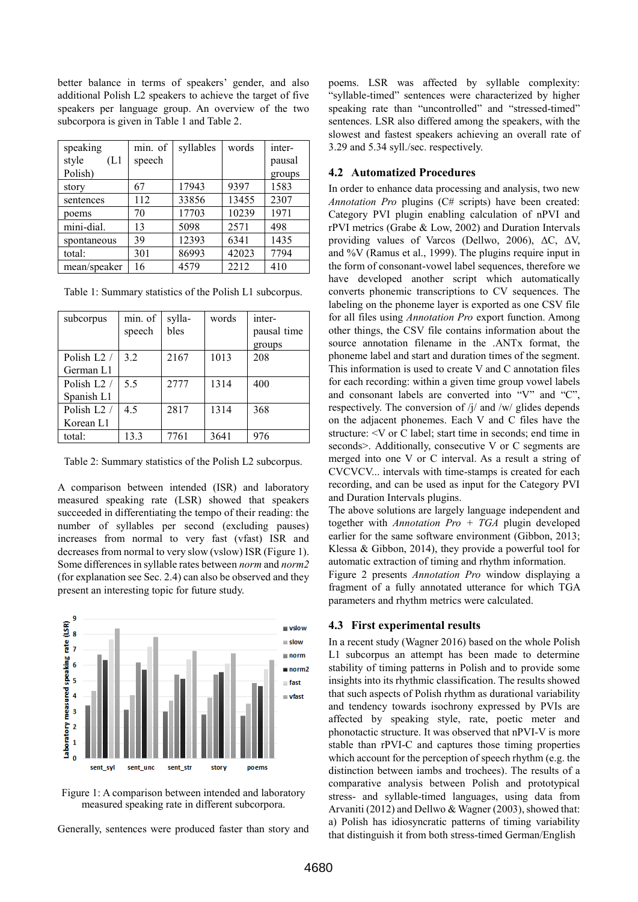better balance in terms of speakers' gender, and also additional Polish L2 speakers to achieve the target of five speakers per language group. An overview of the two subcorpora is given in Table 1 and Table 2.

| speaking style (L1 Polish) | min. of speech | syllables | words | inter-pausal groups |
|---|---|---|---|---|
| story | 67 | 17943 | 9397 | 1583 |
| sentences | 112 | 33856 | 13455 | 2307 |
| poems | 70 | 17703 | 10239 | 1971 |
| mini-dial. | 13 | 5098 | 2571 | 498 |
| spontaneous | 39 | 12393 | 6341 | 1435 |
| total: | 301 | 86993 | 42023 | 7794 |
| mean/speaker | 16 | 4579 | 2212 | 410 |

Table 1: Summary statistics of the Polish L1 subcorpus.

| subcorpus | min. of speech | sylla-bles | words | inter-pausal time groups |
|---|---|---|---|---|
| Polish L2 / German L1 | 3.2 | 2167 | 1013 | 208 |
| Polish L2 / Spanish L1 | 5.5 | 2777 | 1314 | 400 |
| Polish L2 / Korean L1 | 4.5 | 2817 | 1314 | 368 |
| total: | 13.3 | 7761 | 3641 | 976 |

Table 2: Summary statistics of the Polish L2 subcorpus.

A comparison between intended (ISR) and laboratory measured speaking rate (LSR) showed that speakers succeeded in differentiating the tempo of their reading: the number of syllables per second (excluding pauses) increases from normal to very fast (vfast) ISR and decreases from normal to very slow (vslow) ISR (Figure 1). Some differences in syllable rates between *norm* and *norm2* (for explanation see Sec. 2.4) can also be observed and they present an interesting topic for future study.

Figure 1: A comparison between intended and laboratory measured speaking rate in different subcorpora.

Generally, sentences were produced faster than story and poems. LSR was affected by syllable complexity: "syllable-timed" sentences were characterized by higher speaking rate than "uncontrolled" and "stressed-timed" sentences. LSR also differed among the speakers, with the slowest and fastest speakers achieving an overall rate of 3.29 and 5.34 syll./sec. respectively.

### 4.2 Automatized Procedures

In order to enhance data processing and analysis, two new *Annotation Pro* plugins (C# scripts) have been created: Category PVI plugin enabling calculation of nPVI and rPVI metrics (Grabe & Low, 2002) and Duration Intervals providing values of Varcos (Dellwo, 2006), ΔC, ΔV, and %V (Ramus et al., 1999). The plugins require input in the form of consonant-vowel label sequences, therefore we have developed another script which automatically converts phonemic transcriptions to CV sequences. The labeling on the phoneme layer is exported as one CSV file for all files using *Annotation Pro* export function. Among other things, the CSV file contains information about the source annotation filename in the .ANTx format, the phoneme label and start and duration times of the segment. This information is used to create V and C annotation files for each recording: within a given time group vowel labels and consonant labels are converted into "V" and "C", respectively. The conversion of /j/ and /w/ glides depends on the adjacent phonemes. Each V and C files have the structure: <V or C label; start time in seconds; end time in seconds>. Additionally, consecutive V or C segments are merged into one V or C interval. As a result a string of CVCVCV... intervals with time-stamps is created for each recording, and can be used as input for the Category PVI and Duration Intervals plugins.
The above solutions are largely language independent and together with *Annotation Pro + TGA* plugin developed earlier for the same software environment (Gibbon, 2013; Klessa & Gibbon, 2014), they provide a powerful tool for automatic extraction of timing and rhythm information.
Figure 2 presents *Annotation Pro* window displaying a fragment of a fully annotated utterance for which TGA parameters and rhythm metrics were calculated.

### 4.3 First experimental results

In a recent study (Wagner 2016) based on the whole Polish L1 subcorpus an attempt has been made to determine stability of timing patterns in Polish and to provide some insights into its rhythmic classification. The results showed that such aspects of Polish rhythm as durational variability and tendency towards isochrony expressed by PVIs are affected by speaking style, rate, poetic meter and phonotactic structure. It was observed that nPVI-V is more stable than rPVI-C and captures those timing properties which account for the perception of speech rhythm (e.g. the distinction between iambs and trochees). The results of a comparative analysis between Polish and prototypical stress- and syllable-timed languages, using data from Arvaniti (2012) and Dellwo & Wagner (2003), showed that: a) Polish has idiosyncratic patterns of timing variability that distinguish it from both stress-timed German/English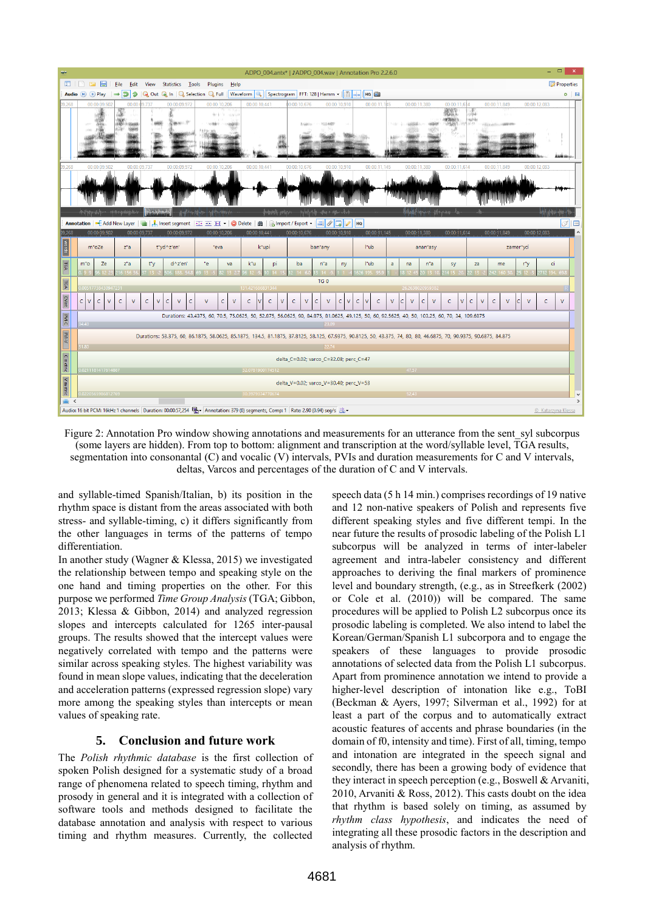Figure 2: Annotation Pro window showing annotations and measurements for an utterance from the sent_syl subcorpus (some layers are hidden). From top to bottom: alignment and transcription at the word/syllable level, TGA results, segmentation into consonantal (C) and vocalic (V) intervals, PVIs and duration measurements for C and V intervals, deltas, Varcos and percentages of the duration of C and V intervals.

and syllable-timed Spanish/Italian, b) its position in the rhythm space is distant from the areas associated with both stress- and syllable-timing, c) it differs significantly from the other languages in terms of the patterns of tempo differentiation.

In another study (Wagner & Klessa, 2015) we investigated the relationship between tempo and speaking style on the one hand and timing properties on the other. For this purpose we performed *Time Group Analysis* (TGA; Gibbon, 2013; Klessa & Gibbon, 2014) and analyzed regression slopes and intercepts calculated for 1265 inter-pausal groups. The results showed that the intercept values were negatively correlated with tempo and the patterns were similar across speaking styles. The highest variability was found in mean slope values, indicating that the deceleration and acceleration patterns (expressed regression slope) vary more among the speaking styles than intercepts or mean values of speaking rate.

## 5. Conclusion and future work

The *Polish rhythmic database* is the first collection of spoken Polish designed for a systematic study of a broad range of phenomena related to speech timing, rhythm and prosody in general and it is integrated with a collection of software tools and methods designed to facilitate the database annotation and analysis with respect to various timing and rhythm measures. Currently, the collected speech data (5 h 14 min.) comprises recordings of 19 native and 12 non-native speakers of Polish and represents five different speaking styles and five different tempi. In the near future the results of prosodic labeling of the Polish L1 subcorpus will be analyzed in terms of inter-labeler agreement and intra-labeler consistency and different approaches to deriving the final markers of prominence level and boundary strength, (e.g., as in Streefkerk (2002) or Cole et al. (2010)) will be compared. The same procedures will be applied to Polish L2 subcorpus once its prosodic labeling is completed. We also intend to label the Korean/German/Spanish L1 subcorpora and to engage the speakers of these languages to provide prosodic annotations of selected data from the Polish L1 subcorpus. Apart from prominence annotation we intend to provide a higher-level description of intonation like e.g., ToBI (Beckman & Ayers, 1997; Silverman et al., 1992) for at least a part of the corpus and to automatically extract acoustic features of accents and phrase boundaries (in the domain of f0, intensity and time). First of all, timing, tempo and intonation are integrated in the speech signal and secondly, there has been a growing body of evidence that they interact in speech perception (e.g., Boswell & Arvaniti, 2010, Arvaniti & Ross, 2012). This casts doubt on the idea that rhythm is based solely on timing, as assumed by *rhythm class hypothesis*, and indicates the need of integrating all these prosodic factors in the description and analysis of rhythm.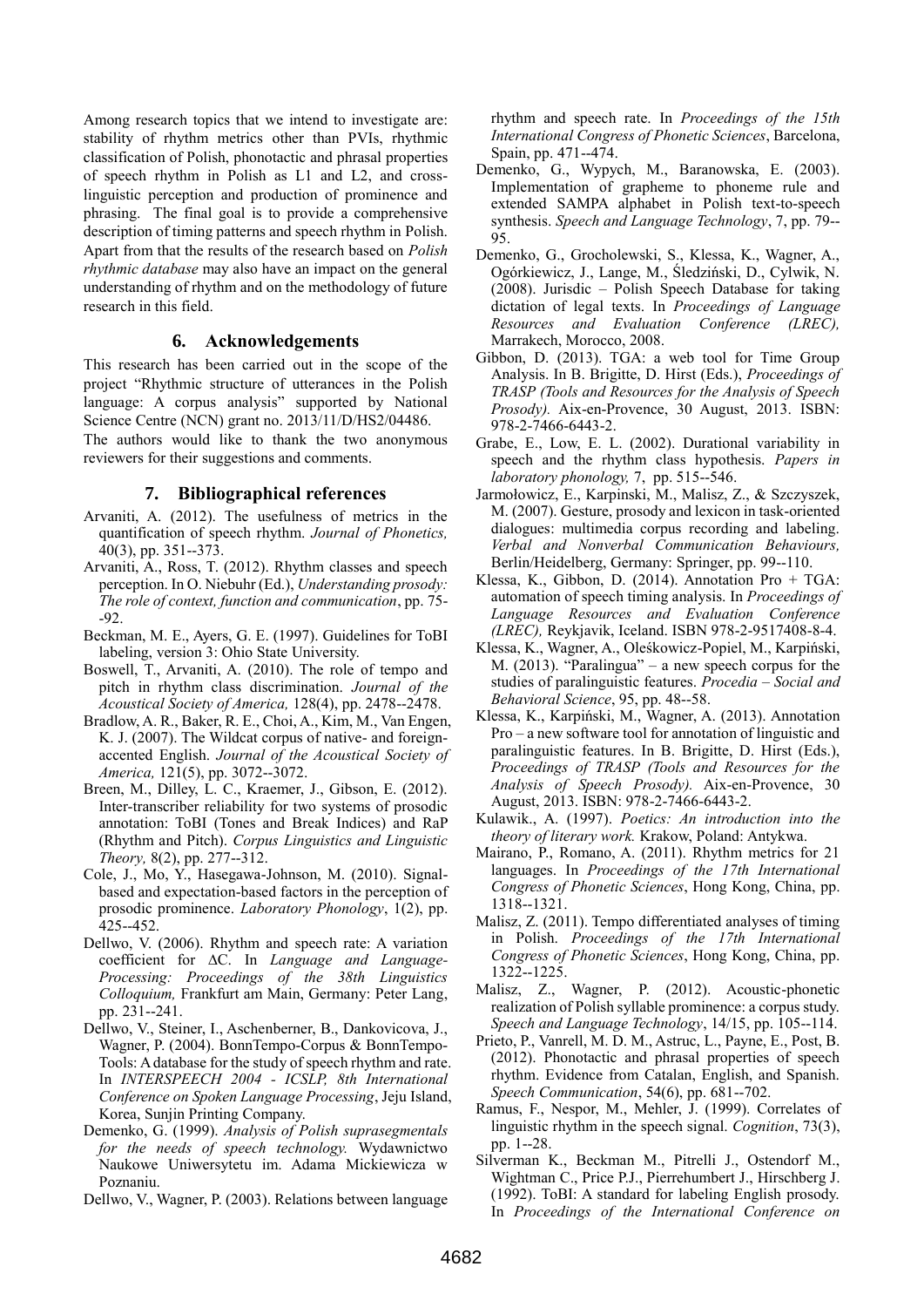Among research topics that we intend to investigate are: stability of rhythm metrics other than PVIs, rhythmic classification of Polish, phonotactic and phrasal properties of speech rhythm in Polish as L1 and L2, and cross-linguistic perception and production of prominence and phrasing. The final goal is to provide a comprehensive description of timing patterns and speech rhythm in Polish. Apart from that the results of the research based on *Polish rhythmic database* may also have an impact on the general understanding of rhythm and on the methodology of future research in this field.

## 6. Acknowledgements

This research has been carried out in the scope of the project "Rhythmic structure of utterances in the Polish language: A corpus analysis" supported by National Science Centre (NCN) grant no. 2013/11/D/HS2/04486.

The authors would like to thank the two anonymous reviewers for their suggestions and comments.

## 7. Bibliographical references

Arvaniti, A. (2012). The usefulness of metrics in the quantification of speech rhythm. *Journal of Phonetics,* 40(3), pp. 351--373.

Arvaniti, A., Ross, T. (2012). Rhythm classes and speech perception. In O. Niebuhr (Ed.), *Understanding prosody: The role of context, function and communication*, pp. 75--92.

Beckman, M. E., Ayers, G. E. (1997). Guidelines for ToBI labeling, version 3: Ohio State University.

Boswell, T., Arvaniti, A. (2010). The role of tempo and pitch in rhythm class discrimination. *Journal of the Acoustical Society of America,* 128(4), pp. 2478--2478.

Bradlow, A. R., Baker, R. E., Choi, A., Kim, M., Van Engen, K. J. (2007). The Wildcat corpus of native- and foreign-accented English. *Journal of the Acoustical Society of America,* 121(5), pp. 3072--3072.

Breen, M., Dilley, L. C., Kraemer, J., Gibson, E. (2012). Inter-transcriber reliability for two systems of prosodic annotation: ToBI (Tones and Break Indices) and RaP (Rhythm and Pitch). *Corpus Linguistics and Linguistic Theory,* 8(2), pp. 277--312.

Cole, J., Mo, Y., Hasegawa-Johnson, M. (2010). Signal-based and expectation-based factors in the perception of prosodic prominence. *Laboratory Phonology*, 1(2), pp. 425--452.

Dellwo, V. (2006). Rhythm and speech rate: A variation coefficient for ΔC. In *Language and Language-Processing: Proceedings of the 38th Linguistics Colloquium,* Frankfurt am Main, Germany: Peter Lang, pp. 231--241.

Dellwo, V., Steiner, I., Aschenberner, B., Dankovicova, J., Wagner, P. (2004). BonnTempo-Corpus & BonnTempo-Tools: A database for the study of speech rhythm and rate. In *INTERSPEECH 2004 - ICSLP, 8th International Conference on Spoken Language Processing*, Jeju Island, Korea, Sunjin Printing Company.

Demenko, G. (1999). *Analysis of Polish suprasegmentals for the needs of speech technology.* Wydawnictwo Naukowe Uniwersytetu im. Adama Mickiewicza w Poznaniu.

Dellwo, V., Wagner, P. (2003). Relations between language rhythm and speech rate. In *Proceedings of the 15th International Congress of Phonetic Sciences*, Barcelona, Spain, pp. 471--474.

Demenko, G., Wypych, M., Baranowska, E. (2003). Implementation of grapheme to phoneme rule and extended SAMPA alphabet in Polish text-to-speech synthesis. *Speech and Language Technology*, 7, pp. 79--95.

Demenko, G., Grocholewski, S., Klessa, K., Wagner, A., Ogórkiewicz, J., Lange, M., Śledziński, D., Cylwik, N. (2008). Jurisdic – Polish Speech Database for taking dictation of legal texts. In *Proceedings of Language Resources and Evaluation Conference (LREC),* Marrakech, Morocco, 2008.

Gibbon, D. (2013). TGA: a web tool for Time Group Analysis. In B. Brigitte, D. Hirst (Eds.), *Proceedings of TRASP (Tools and Resources for the Analysis of Speech Prosody).* Aix-en-Provence, 30 August, 2013. ISBN: 978-2-7466-6443-2.

Grabe, E., Low, E. L. (2002). Durational variability in speech and the rhythm class hypothesis. *Papers in laboratory phonology,* 7, pp. 515--546.

Jarmołowicz, E., Karpinski, M., Malisz, Z., & Szczyszek, M. (2007). Gesture, prosody and lexicon in task-oriented dialogues: multimedia corpus recording and labeling. *Verbal and Nonverbal Communication Behaviours,* Berlin/Heidelberg, Germany: Springer, pp. 99--110.

Klessa, K., Gibbon, D. (2014). Annotation Pro + TGA: automation of speech timing analysis. In *Proceedings of Language Resources and Evaluation Conference (LREC),* Reykjavik, Iceland. ISBN 978-2-9517408-8-4.

Klessa, K., Wagner, A., Oleśkowicz-Popiel, M., Karpiński, M. (2013). "Paralingua" – a new speech corpus for the studies of paralinguistic features. *Procedia – Social and Behavioral Science*, 95, pp. 48--58.

Klessa, K., Karpiński, M., Wagner, A. (2013). Annotation Pro – a new software tool for annotation of linguistic and paralinguistic features. In B. Brigitte, D. Hirst (Eds.), *Proceedings of TRASP (Tools and Resources for the Analysis of Speech Prosody).* Aix-en-Provence, 30 August, 2013. ISBN: 978-2-7466-6443-2.

Kulawik., A. (1997). *Poetics: An introduction into the theory of literary work.* Krakow, Poland: Antykwa.

Mairano, P., Romano, A. (2011). Rhythm metrics for 21 languages. In *Proceedings of the 17th International Congress of Phonetic Sciences*, Hong Kong, China, pp. 1318--1321.

Malisz, Z. (2011). Tempo differentiated analyses of timing in Polish. *Proceedings of the 17th International Congress of Phonetic Sciences*, Hong Kong, China, pp. 1322--1225.

Malisz, Z., Wagner, P. (2012). Acoustic-phonetic realization of Polish syllable prominence: a corpus study. *Speech and Language Technology*, 14/15, pp. 105--114.

Prieto, P., Vanrell, M. D. M., Astruc, L., Payne, E., Post, B. (2012). Phonotactic and phrasal properties of speech rhythm. Evidence from Catalan, English, and Spanish. *Speech Communication*, 54(6), pp. 681--702.

Ramus, F., Nespor, M., Mehler, J. (1999). Correlates of linguistic rhythm in the speech signal. *Cognition*, 73(3), pp. 1--28.

Silverman K., Beckman M., Pitrelli J., Ostendorf M., Wightman C., Price P.J., Pierrehumbert J., Hirschberg J. (1992). ToBI: A standard for labeling English prosody. In *Proceedings of the International Conference on*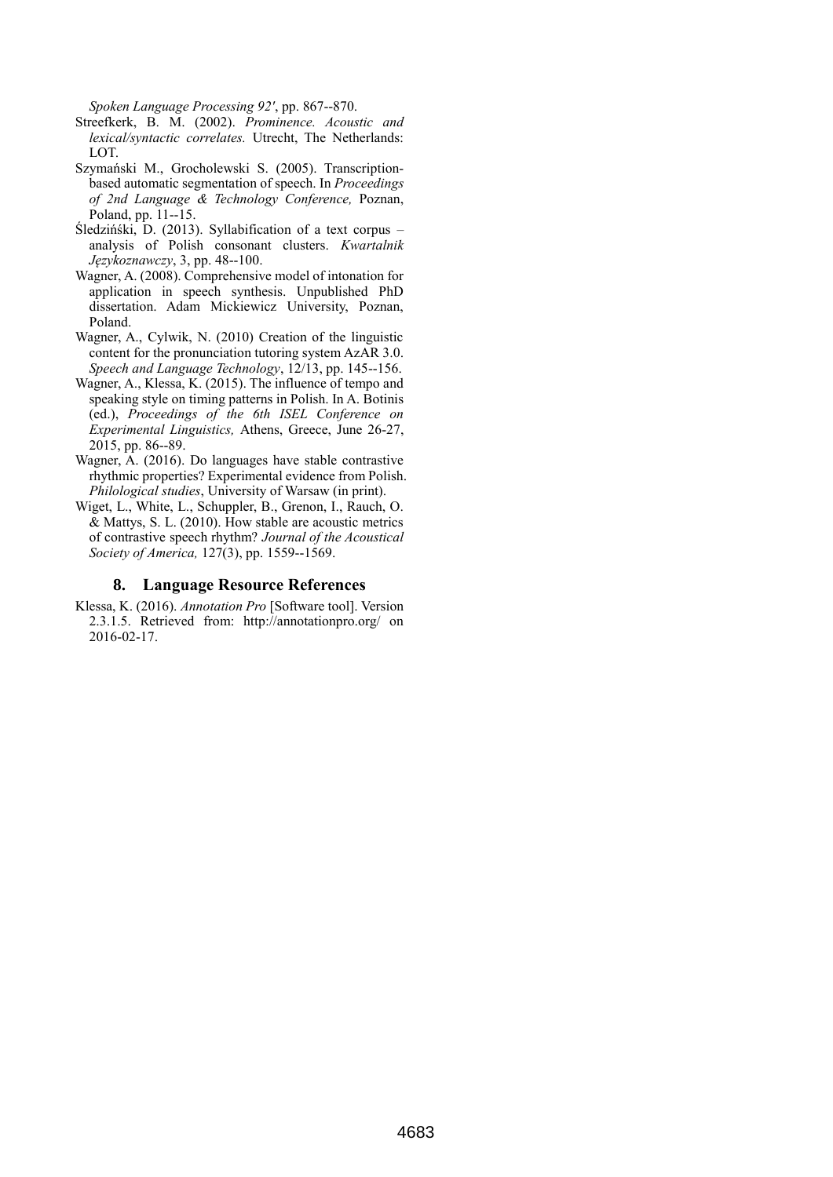*Spoken Language Processing 92'*, pp. 867--870.

Streefkerk, B. M. (2002). *Prominence. Acoustic and lexical/syntactic correlates.* Utrecht, The Netherlands: LOT.

Szymański M., Grocholewski S. (2005). Transcription-based automatic segmentation of speech. In *Proceedings of 2nd Language & Technology Conference,* Poznan, Poland, pp. 11--15.

Śledziński, D. (2013). Syllabification of a text corpus – analysis of Polish consonant clusters. *Kwartalnik Językoznawczy*, 3, pp. 48--100.

Wagner, A. (2008). Comprehensive model of intonation for application in speech synthesis. Unpublished PhD dissertation. Adam Mickiewicz University, Poznan, Poland.

Wagner, A., Cylwik, N. (2010) Creation of the linguistic content for the pronunciation tutoring system AzAR 3.0. *Speech and Language Technology*, 12/13, pp. 145--156.

Wagner, A., Klessa, K. (2015). The influence of tempo and speaking style on timing patterns in Polish. In A. Botinis (ed.), *Proceedings of the 6th ISEL Conference on Experimental Linguistics,* Athens, Greece, June 26-27, 2015, pp. 86--89.

Wagner, A. (2016). Do languages have stable contrastive rhythmic properties? Experimental evidence from Polish. *Philological studies*, University of Warsaw (in print).

Wiget, L., White, L., Schuppler, B., Grenon, I., Rauch, O. & Mattys, S. L. (2010). How stable are acoustic metrics of contrastive speech rhythm? *Journal of the Acoustical Society of America,* 127(3), pp. 1559--1569.

## 8. Language Resource References

Klessa, K. (2016). *Annotation Pro* [Software tool]. Version 2.3.1.5. Retrieved from: http://annotationpro.org/ on 2016-02-17.